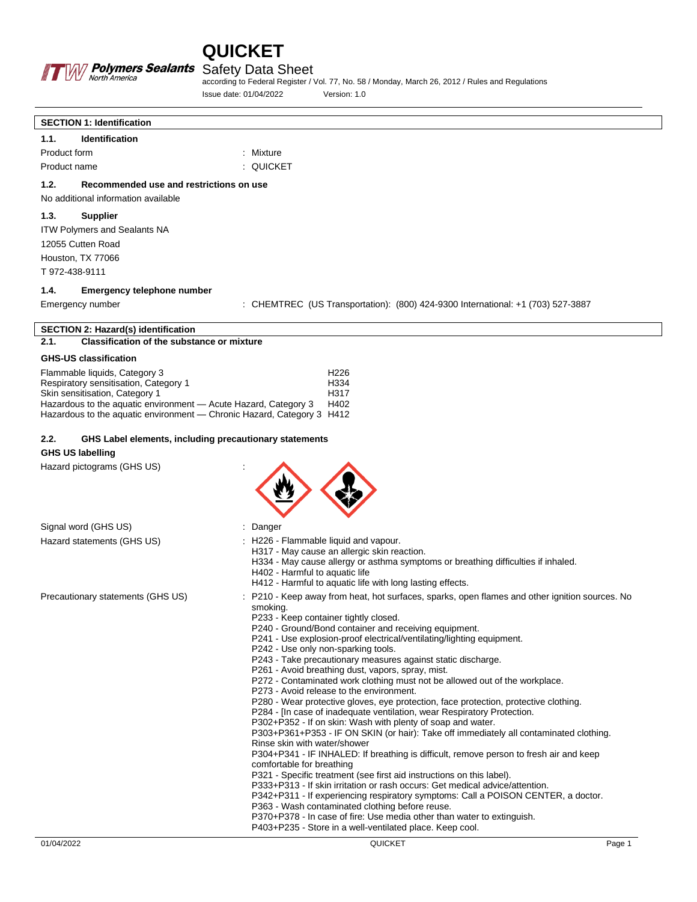# QUICKET

## Safety Data Sheet

according to Federal Register / Vol. 77, No. 58 / Monday, March 26, 2012 / Rules and Regulations

Issue date: 01/04/2022 Version: 1.0

## SECTION 1: Identification

### 1.1. Identification

Product form : Mixture

Product name : QUICKET

### 1.2. Recommended use and restrictions on use

No additional information available

### 1.3. Supplier

ITW Polymers and Sealants NA
12055 Cutten Road
Houston, TX 77066
T 972-438-9111

### 1.4. Emergency telephone number

Emergency number : CHEMTREC (US Transportation): (800) 424-9300 International: +1 (703) 527-3887

## SECTION 2: Hazard(s) identification

### 2.1. Classification of the substance or mixture

**GHS-US classification**

| | |
|---|---|
| Flammable liquids, Category 3 | H226 |
| Respiratory sensitisation, Category 1 | H334 |
| Skin sensitisation, Category 1 | H317 |
| Hazardous to the aquatic environment — Acute Hazard, Category 3 | H402 |
| Hazardous to the aquatic environment — Chronic Hazard, Category 3 | H412 |

### 2.2. GHS Label elements, including precautionary statements

**GHS US labelling**

Hazard pictograms (GHS US) :

Signal word (GHS US) : Danger

Hazard statements (GHS US) :
H226 - Flammable liquid and vapour.
H317 - May cause an allergic skin reaction.
H334 - May cause allergy or asthma symptoms or breathing difficulties if inhaled.
H402 - Harmful to aquatic life
H412 - Harmful to aquatic life with long lasting effects.

Precautionary statements (GHS US) :
P210 - Keep away from heat, hot surfaces, sparks, open flames and other ignition sources. No smoking.
P233 - Keep container tightly closed.
P240 - Ground/Bond container and receiving equipment.
P241 - Use explosion-proof electrical/ventilating/lighting equipment.
P242 - Use only non-sparking tools.
P243 - Take precautionary measures against static discharge.
P261 - Avoid breathing dust, vapors, spray, mist.
P272 - Contaminated work clothing must not be allowed out of the workplace.
P273 - Avoid release to the environment.
P280 - Wear protective gloves, eye protection, face protection, protective clothing.
P284 - [In case of inadequate ventilation, wear Respiratory Protection.
P302+P352 - If on skin: Wash with plenty of soap and water.
P303+P361+P353 - IF ON SKIN (or hair): Take off immediately all contaminated clothing. Rinse skin with water/shower
P304+P341 - IF INHALED: If breathing is difficult, remove person to fresh air and keep comfortable for breathing
P321 - Specific treatment (see first aid instructions on this label).
P333+P313 - If skin irritation or rash occurs: Get medical advice/attention.
P342+P311 - If experiencing respiratory symptoms: Call a POISON CENTER, a doctor.
P363 - Wash contaminated clothing before reuse.
P370+P378 - In case of fire: Use media other than water to extinguish.
P403+P235 - Store in a well-ventilated place. Keep cool.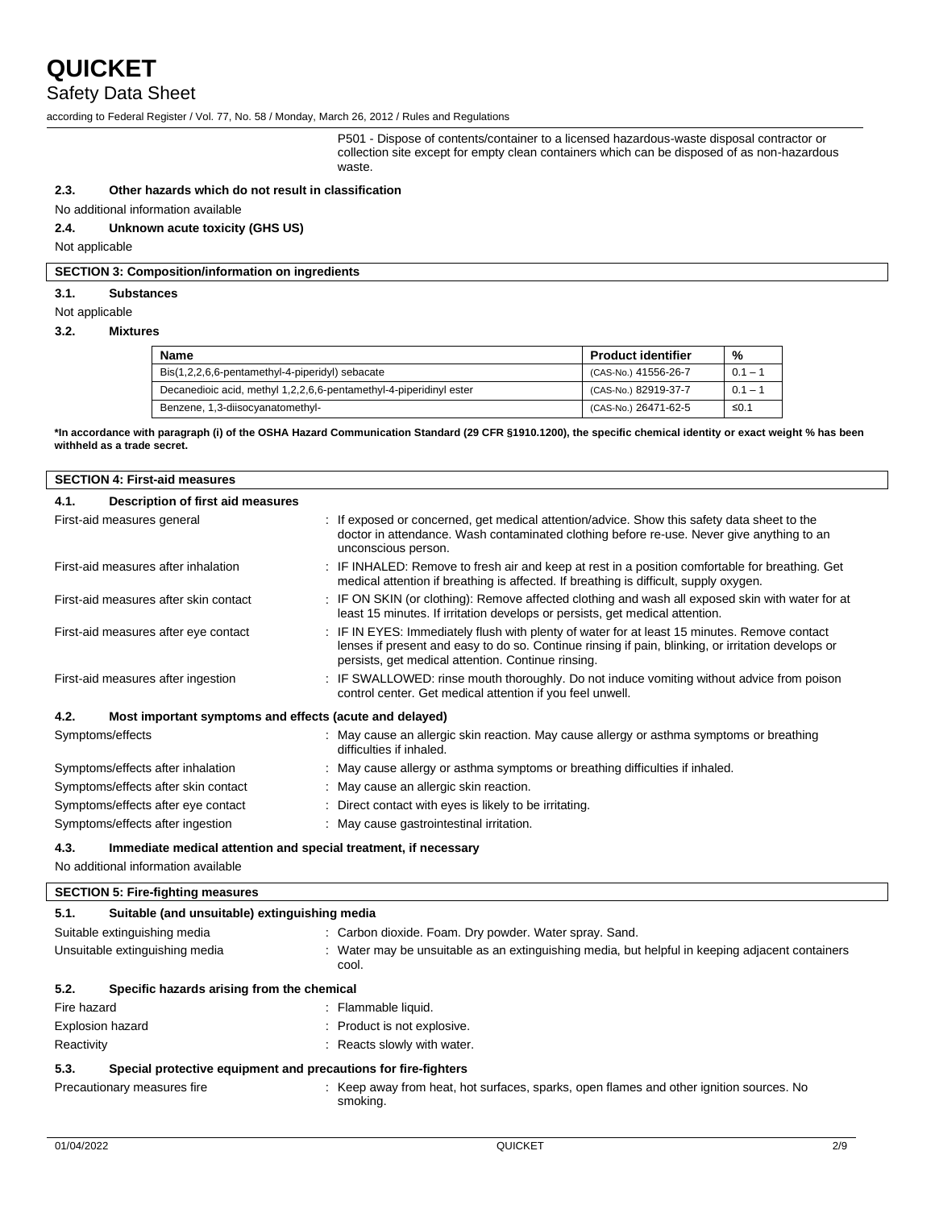P501 - Dispose of contents/container to a licensed hazardous-waste disposal contractor or collection site except for empty clean containers which can be disposed of as non-hazardous waste.

### 2.3. Other hazards which do not result in classification

No additional information available

### 2.4. Unknown acute toxicity (GHS US)

Not applicable

## SECTION 3: Composition/information on ingredients

### 3.1. Substances

Not applicable

### 3.2. Mixtures

| Name | Product identifier | % |
|---|---|---|
| Bis(1,2,2,6,6-pentamethyl-4-piperidyl) sebacate | (CAS-No.) 41556-26-7 | 0.1 – 1 |
| Decanedioic acid, methyl 1,2,2,6,6-pentamethyl-4-piperidinyl ester | (CAS-No.) 82919-37-7 | 0.1 – 1 |
| Benzene, 1,3-diisocyanatomethyl- | (CAS-No.) 26471-62-5 | ≤0.1 |

**\*In accordance with paragraph (i) of the OSHA Hazard Communication Standard (29 CFR §1910.1200), the specific chemical identity or exact weight % has been withheld as a trade secret.**

## SECTION 4: First-aid measures

### 4.1. Description of first aid measures

First-aid measures general : If exposed or concerned, get medical attention/advice. Show this safety data sheet to the doctor in attendance. Wash contaminated clothing before re-use. Never give anything to an unconscious person.

First-aid measures after inhalation : IF INHALED: Remove to fresh air and keep at rest in a position comfortable for breathing. Get medical attention if breathing is affected. If breathing is difficult, supply oxygen.

First-aid measures after skin contact : IF ON SKIN (or clothing): Remove affected clothing and wash all exposed skin with water for at least 15 minutes. If irritation develops or persists, get medical attention.

First-aid measures after eye contact : IF IN EYES: Immediately flush with plenty of water for at least 15 minutes. Remove contact lenses if present and easy to do so. Continue rinsing if pain, blinking, or irritation develops or persists, get medical attention. Continue rinsing.

First-aid measures after ingestion : IF SWALLOWED: rinse mouth thoroughly. Do not induce vomiting without advice from poison control center. Get medical attention if you feel unwell.

### 4.2. Most important symptoms and effects (acute and delayed)

Symptoms/effects : May cause an allergic skin reaction. May cause allergy or asthma symptoms or breathing difficulties if inhaled.

Symptoms/effects after inhalation : May cause allergy or asthma symptoms or breathing difficulties if inhaled.

Symptoms/effects after skin contact : May cause an allergic skin reaction.

Symptoms/effects after eye contact : Direct contact with eyes is likely to be irritating.

Symptoms/effects after ingestion : May cause gastrointestinal irritation.

### 4.3. Immediate medical attention and special treatment, if necessary

No additional information available

## SECTION 5: Fire-fighting measures

### 5.1. Suitable (and unsuitable) extinguishing media

Suitable extinguishing media : Carbon dioxide. Foam. Dry powder. Water spray. Sand.

Unsuitable extinguishing media : Water may be unsuitable as an extinguishing media, but helpful in keeping adjacent containers cool.

### 5.2. Specific hazards arising from the chemical

Fire hazard : Flammable liquid.

Explosion hazard : Product is not explosive.

Reactivity : Reacts slowly with water.

### 5.3. Special protective equipment and precautions for fire-fighters

Precautionary measures fire : Keep away from heat, hot surfaces, sparks, open flames and other ignition sources. No smoking.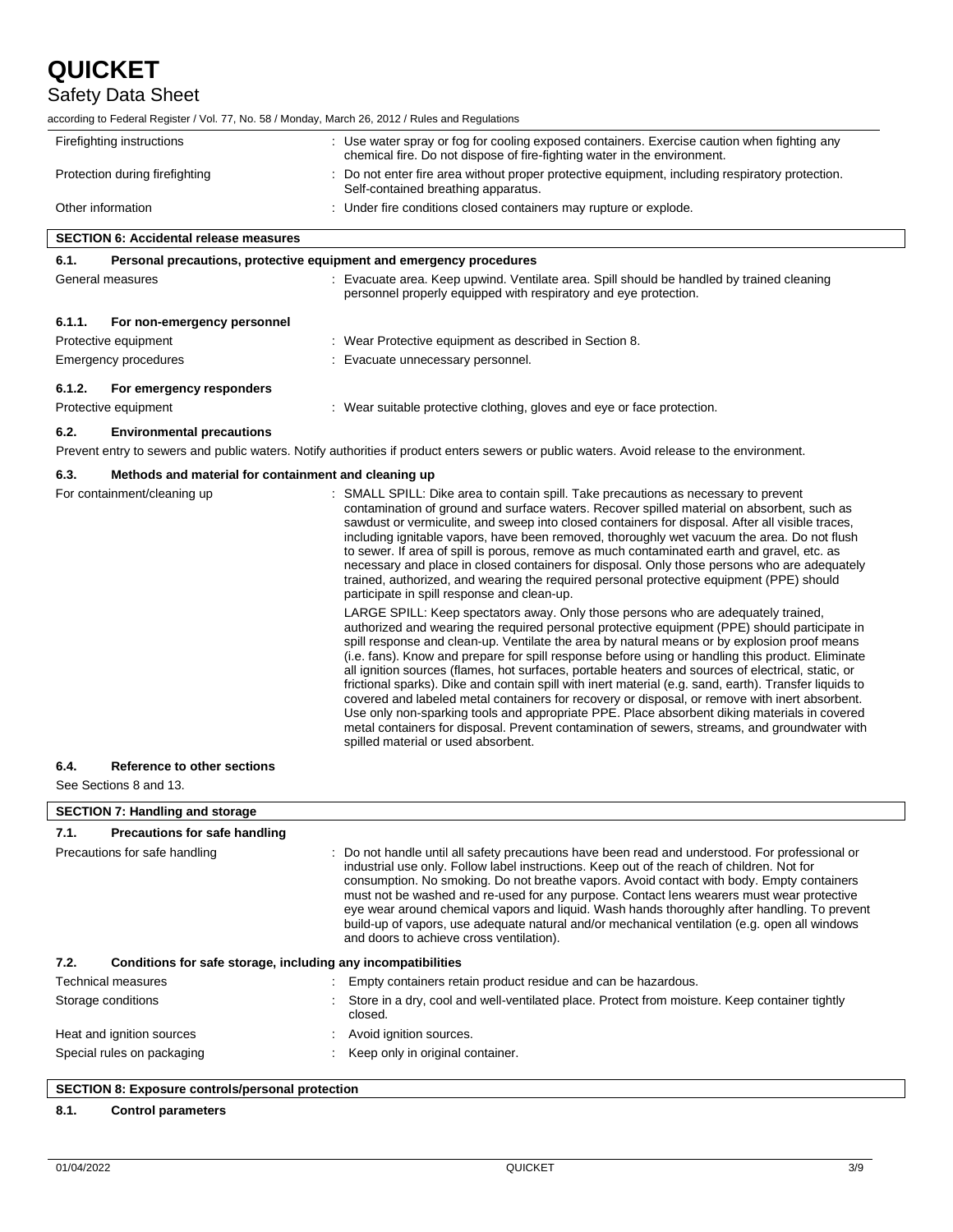| | |
|---|---|
| Firefighting instructions | : Use water spray or fog for cooling exposed containers. Exercise caution when fighting any chemical fire. Do not dispose of fire-fighting water in the environment. |
| Protection during firefighting | : Do not enter fire area without proper protective equipment, including respiratory protection. Self-contained breathing apparatus. |
| Other information | : Under fire conditions closed containers may rupture or explode. |

## SECTION 6: Accidental release measures

### 6.1. Personal precautions, protective equipment and emergency procedures

| | |
|---|---|
| General measures | : Evacuate area. Keep upwind. Ventilate area. Spill should be handled by trained cleaning personnel properly equipped with respiratory and eye protection. |

#### 6.1.1. For non-emergency personnel

| | |
|---|---|
| Protective equipment | : Wear Protective equipment as described in Section 8. |
| Emergency procedures | : Evacuate unnecessary personnel. |

#### 6.1.2. For emergency responders

| | |
|---|---|
| Protective equipment | : Wear suitable protective clothing, gloves and eye or face protection. |

### 6.2. Environmental precautions

Prevent entry to sewers and public waters. Notify authorities if product enters sewers or public waters. Avoid release to the environment.

### 6.3. Methods and material for containment and cleaning up

For containment/cleaning up : SMALL SPILL: Dike area to contain spill. Take precautions as necessary to prevent contamination of ground and surface waters. Recover spilled material on absorbent, such as sawdust or vermiculite, and sweep into closed containers for disposal. After all visible traces, including ignitable vapors, have been removed, thoroughly wet vacuum the area. Do not flush to sewer. If area of spill is porous, remove as much contaminated earth and gravel, etc. as necessary and place in closed containers for disposal. Only those persons who are adequately trained, authorized, and wearing the required personal protective equipment (PPE) should participate in spill response and clean-up.

LARGE SPILL: Keep spectators away. Only those persons who are adequately trained, authorized and wearing the required personal protective equipment (PPE) should participate in spill response and clean-up. Ventilate the area by natural means or by explosion proof means (i.e. fans). Know and prepare for spill response before using or handling this product. Eliminate all ignition sources (flames, hot surfaces, portable heaters and sources of electrical, static, or frictional sparks). Dike and contain spill with inert material (e.g. sand, earth). Transfer liquids to covered and labeled metal containers for recovery or disposal, or remove with inert absorbent. Use only non-sparking tools and appropriate PPE. Place absorbent diking materials in covered metal containers for disposal. Prevent contamination of sewers, streams, and groundwater with spilled material or used absorbent.

### 6.4. Reference to other sections

See Sections 8 and 13.

## SECTION 7: Handling and storage

### 7.1. Precautions for safe handling

| | |
|---|---|
| Precautions for safe handling | : Do not handle until all safety precautions have been read and understood. For professional or industrial use only. Follow label instructions. Keep out of the reach of children. Not for consumption. No smoking. Do not breathe vapors. Avoid contact with body. Empty containers must not be washed and re-used for any purpose. Contact lens wearers must wear protective eye wear around chemical vapors and liquid. Wash hands thoroughly after handling. To prevent build-up of vapors, use adequate natural and/or mechanical ventilation (e.g. open all windows and doors to achieve cross ventilation). |

### 7.2. Conditions for safe storage, including any incompatibilities

| | |
|---|---|
| Technical measures | : Empty containers retain product residue and can be hazardous. |
| Storage conditions | : Store in a dry, cool and well-ventilated place. Protect from moisture. Keep container tightly closed. |
| Heat and ignition sources | : Avoid ignition sources. |
| Special rules on packaging | : Keep only in original container. |

## SECTION 8: Exposure controls/personal protection

### 8.1. Control parameters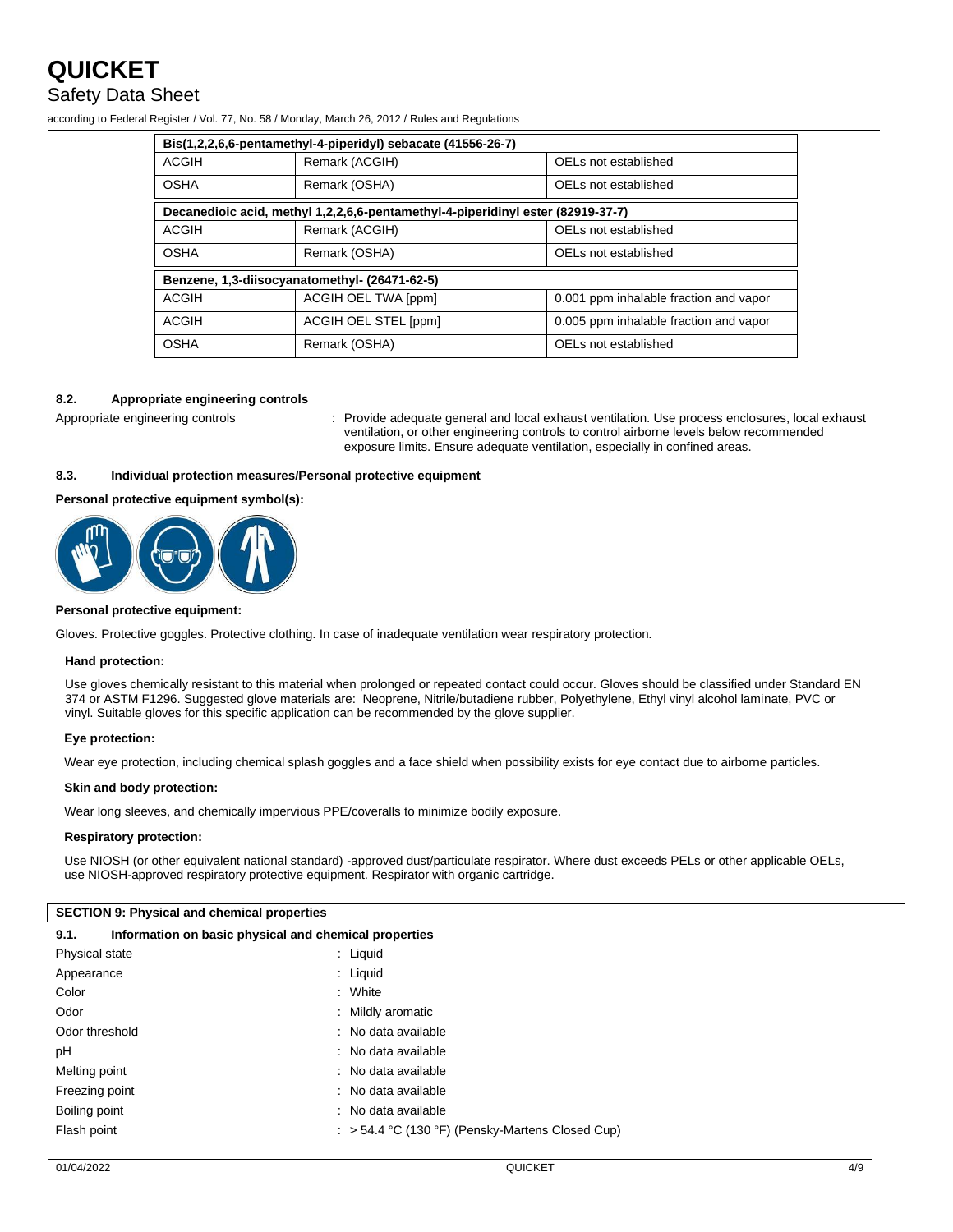| Bis(1,2,2,6,6-pentamethyl-4-piperidyl) sebacate (41556-26-7) | | |
|---|---|---|
| ACGIH | Remark (ACGIH) | OELs not established |
| OSHA | Remark (OSHA) | OELs not established |
| **Decanedioic acid, methyl 1,2,2,6,6-pentamethyl-4-piperidinyl ester (82919-37-7)** | | |
| ACGIH | Remark (ACGIH) | OELs not established |
| OSHA | Remark (OSHA) | OELs not established |
| **Benzene, 1,3-diisocyanatomethyl- (26471-62-5)** | | |
| ACGIH | ACGIH OEL TWA [ppm] | 0.001 ppm inhalable fraction and vapor |
| ACGIH | ACGIH OEL STEL [ppm] | 0.005 ppm inhalable fraction and vapor |
| OSHA | Remark (OSHA) | OELs not established |

### 8.2. Appropriate engineering controls

Appropriate engineering controls : Provide adequate general and local exhaust ventilation. Use process enclosures, local exhaust ventilation, or other engineering controls to control airborne levels below recommended exposure limits. Ensure adequate ventilation, especially in confined areas.

### 8.3. Individual protection measures/Personal protective equipment

**Personal protective equipment symbol(s):**

**Personal protective equipment:**

Gloves. Protective goggles. Protective clothing. In case of inadequate ventilation wear respiratory protection.

**Hand protection:**

Use gloves chemically resistant to this material when prolonged or repeated contact could occur. Gloves should be classified under Standard EN 374 or ASTM F1296. Suggested glove materials are: Neoprene, Nitrile/butadiene rubber, Polyethylene, Ethyl vinyl alcohol laminate, PVC or vinyl. Suitable gloves for this specific application can be recommended by the glove supplier.

**Eye protection:**

Wear eye protection, including chemical splash goggles and a face shield when possibility exists for eye contact due to airborne particles.

**Skin and body protection:**

Wear long sleeves, and chemically impervious PPE/coveralls to minimize bodily exposure.

**Respiratory protection:**

Use NIOSH (or other equivalent national standard) -approved dust/particulate respirator. Where dust exceeds PELs or other applicable OELs, use NIOSH-approved respiratory protective equipment. Respirator with organic cartridge.

## SECTION 9: Physical and chemical properties

### 9.1. Information on basic physical and chemical properties

| | |
|---|---|
| Physical state | : Liquid |
| Appearance | : Liquid |
| Color | : White |
| Odor | : Mildly aromatic |
| Odor threshold | : No data available |
| pH | : No data available |
| Melting point | : No data available |
| Freezing point | : No data available |
| Boiling point | : No data available |
| Flash point | : > 54.4 °C (130 °F) (Pensky-Martens Closed Cup) |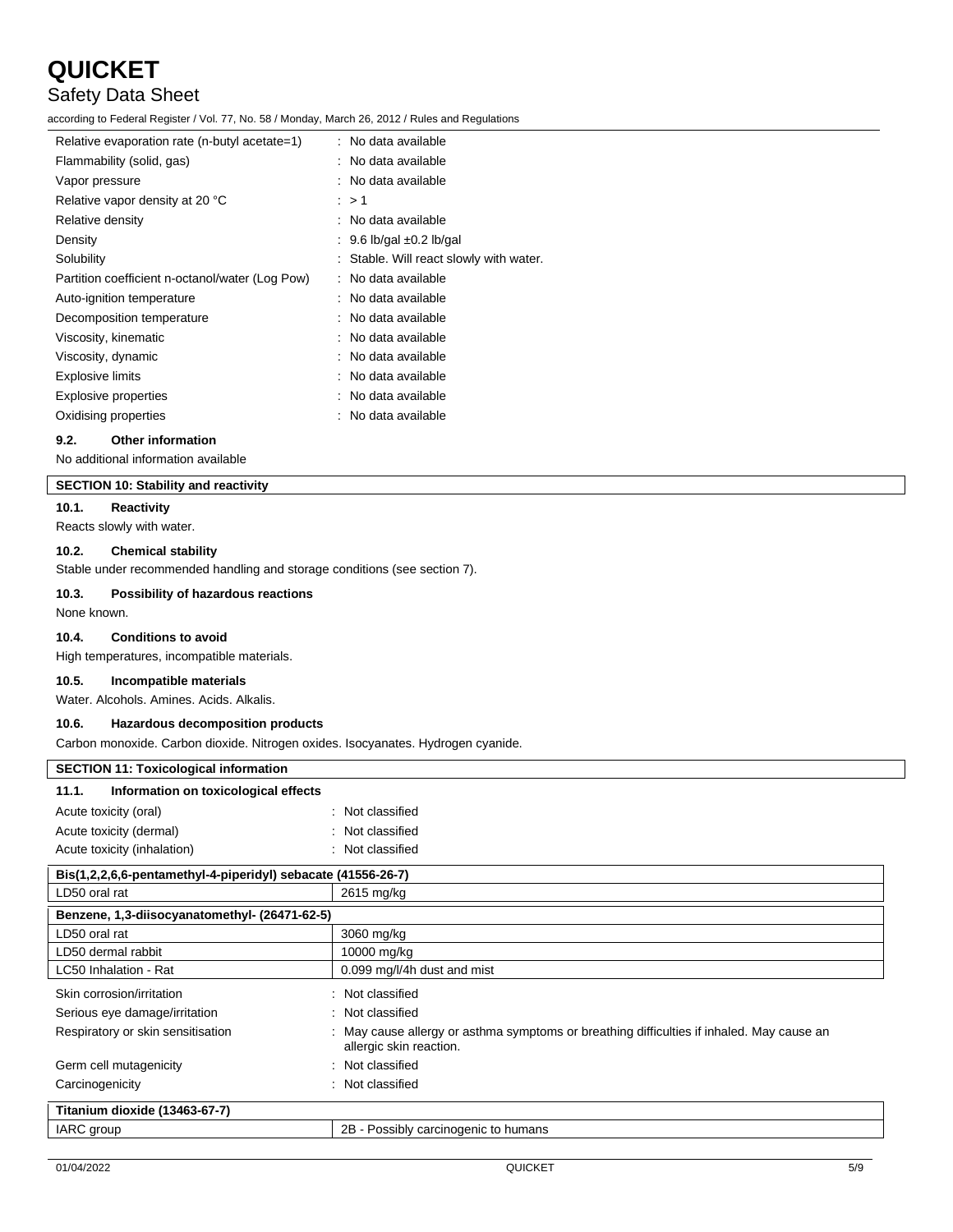| | |
|---|---|
| Relative evaporation rate (n-butyl acetate=1) | : No data available |
| Flammability (solid, gas) | : No data available |
| Vapor pressure | : No data available |
| Relative vapor density at 20 °C | : > 1 |
| Relative density | : No data available |
| Density | : 9.6 lb/gal ±0.2 lb/gal |
| Solubility | : Stable. Will react slowly with water. |
| Partition coefficient n-octanol/water (Log Pow) | : No data available |
| Auto-ignition temperature | : No data available |
| Decomposition temperature | : No data available |
| Viscosity, kinematic | : No data available |
| Viscosity, dynamic | : No data available |
| Explosive limits | : No data available |
| Explosive properties | : No data available |
| Oxidising properties | : No data available |

### 9.2. Other information

No additional information available

## SECTION 10: Stability and reactivity

### 10.1. Reactivity

Reacts slowly with water.

### 10.2. Chemical stability

Stable under recommended handling and storage conditions (see section 7).

### 10.3. Possibility of hazardous reactions

None known.

### 10.4. Conditions to avoid

High temperatures, incompatible materials.

### 10.5. Incompatible materials

Water. Alcohols. Amines. Acids. Alkalis.

### 10.6. Hazardous decomposition products

Carbon monoxide. Carbon dioxide. Nitrogen oxides. Isocyanates. Hydrogen cyanide.

## SECTION 11: Toxicological information

### 11.1. Information on toxicological effects

| | |
|---|---|
| Acute toxicity (oral) | : Not classified |
| Acute toxicity (dermal) | : Not classified |
| Acute toxicity (inhalation) | : Not classified |

| Bis(1,2,2,6,6-pentamethyl-4-piperidyl) sebacate (41556-26-7) | |
|---|---|
| LD50 oral rat | 2615 mg/kg |

| Benzene, 1,3-diisocyanatomethyl- (26471-62-5) | |
|---|---|
| LD50 oral rat | 3060 mg/kg |
| LD50 dermal rabbit | 10000 mg/kg |
| LC50 Inhalation - Rat | 0.099 mg/l/4h dust and mist |

| | |
|---|---|
| Skin corrosion/irritation | : Not classified |
| Serious eye damage/irritation | : Not classified |
| Respiratory or skin sensitisation | : May cause allergy or asthma symptoms or breathing difficulties if inhaled. May cause an allergic skin reaction. |
| Germ cell mutagenicity | : Not classified |
| Carcinogenicity | : Not classified |

| Titanium dioxide (13463-67-7) | |
|---|---|
| IARC group | 2B - Possibly carcinogenic to humans |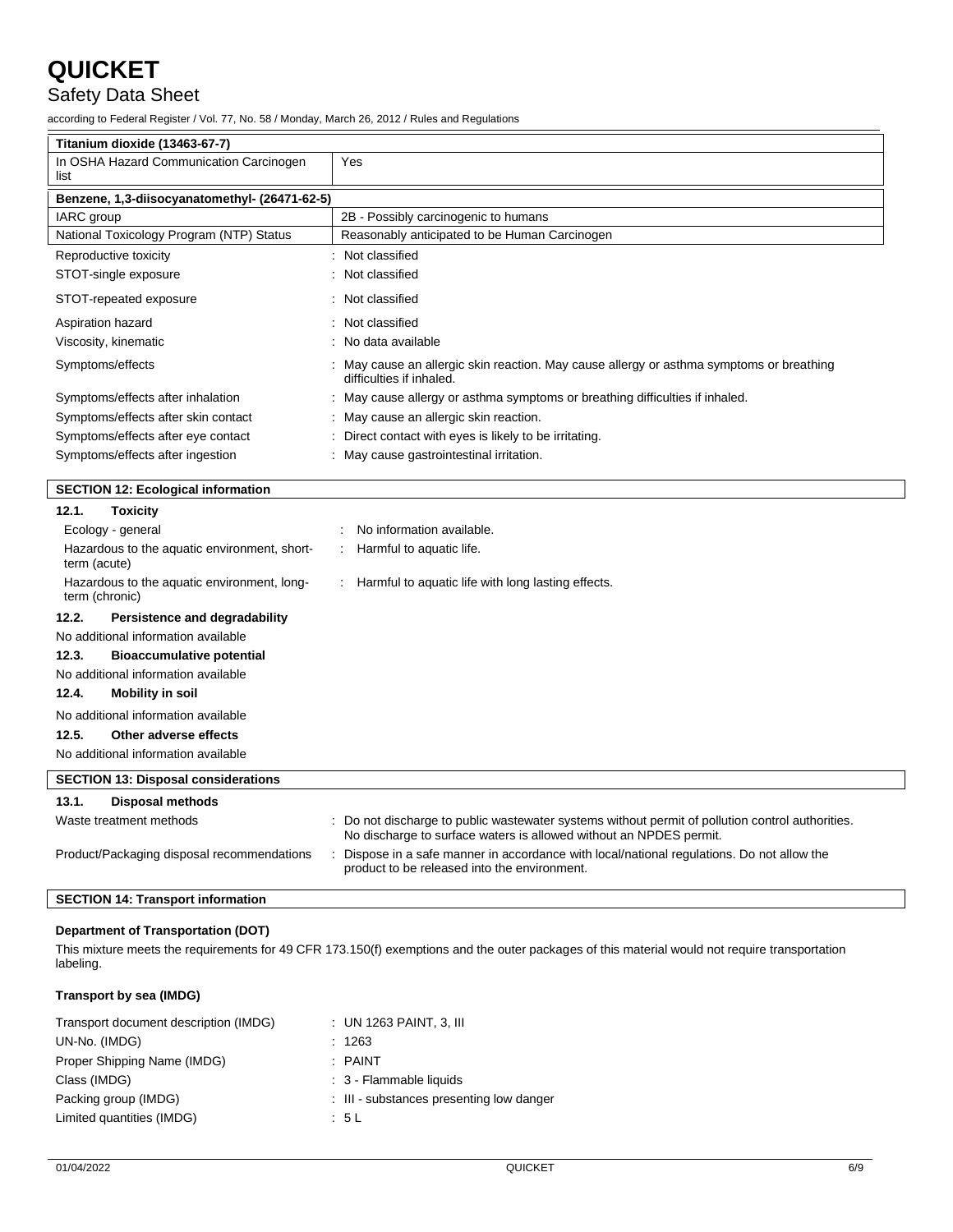| Titanium dioxide (13463-67-7) | |
|---|---|
| In OSHA Hazard Communication Carcinogen list | Yes |

| Benzene, 1,3-diisocyanatomethyl- (26471-62-5) | |
|---|---|
| IARC group | 2B - Possibly carcinogenic to humans |
| National Toxicology Program (NTP) Status | Reasonably anticipated to be Human Carcinogen |

Reproductive toxicity : Not classified

STOT-single exposure : Not classified

STOT-repeated exposure : Not classified

Aspiration hazard : Not classified

Viscosity, kinematic : No data available

Symptoms/effects : May cause an allergic skin reaction. May cause allergy or asthma symptoms or breathing difficulties if inhaled.

Symptoms/effects after inhalation : May cause allergy or asthma symptoms or breathing difficulties if inhaled.

Symptoms/effects after skin contact : May cause an allergic skin reaction.

Symptoms/effects after eye contact : Direct contact with eyes is likely to be irritating.

Symptoms/effects after ingestion : May cause gastrointestinal irritation.

## SECTION 12: Ecological information

### 12.1. Toxicity

Ecology - general : No information available.

Hazardous to the aquatic environment, short-term (acute) : Harmful to aquatic life.

Hazardous to the aquatic environment, long-term (chronic) : Harmful to aquatic life with long lasting effects.

### 12.2. Persistence and degradability

No additional information available

### 12.3. Bioaccumulative potential

No additional information available

### 12.4. Mobility in soil

No additional information available

### 12.5. Other adverse effects

No additional information available

## SECTION 13: Disposal considerations

### 13.1. Disposal methods

Waste treatment methods : Do not discharge to public wastewater systems without permit of pollution control authorities. No discharge to surface waters is allowed without an NPDES permit.

Product/Packaging disposal recommendations : Dispose in a safe manner in accordance with local/national regulations. Do not allow the product to be released into the environment.

## SECTION 14: Transport information

**Department of Transportation (DOT)**

This mixture meets the requirements for 49 CFR 173.150(f) exemptions and the outer packages of this material would not require transportation labeling.

**Transport by sea (IMDG)**

Transport document description (IMDG) : UN 1263 PAINT, 3, III

UN-No. (IMDG) : 1263

Proper Shipping Name (IMDG) : PAINT

Class (IMDG) : 3 - Flammable liquids

Packing group (IMDG) : III - substances presenting low danger

Limited quantities (IMDG) : 5 L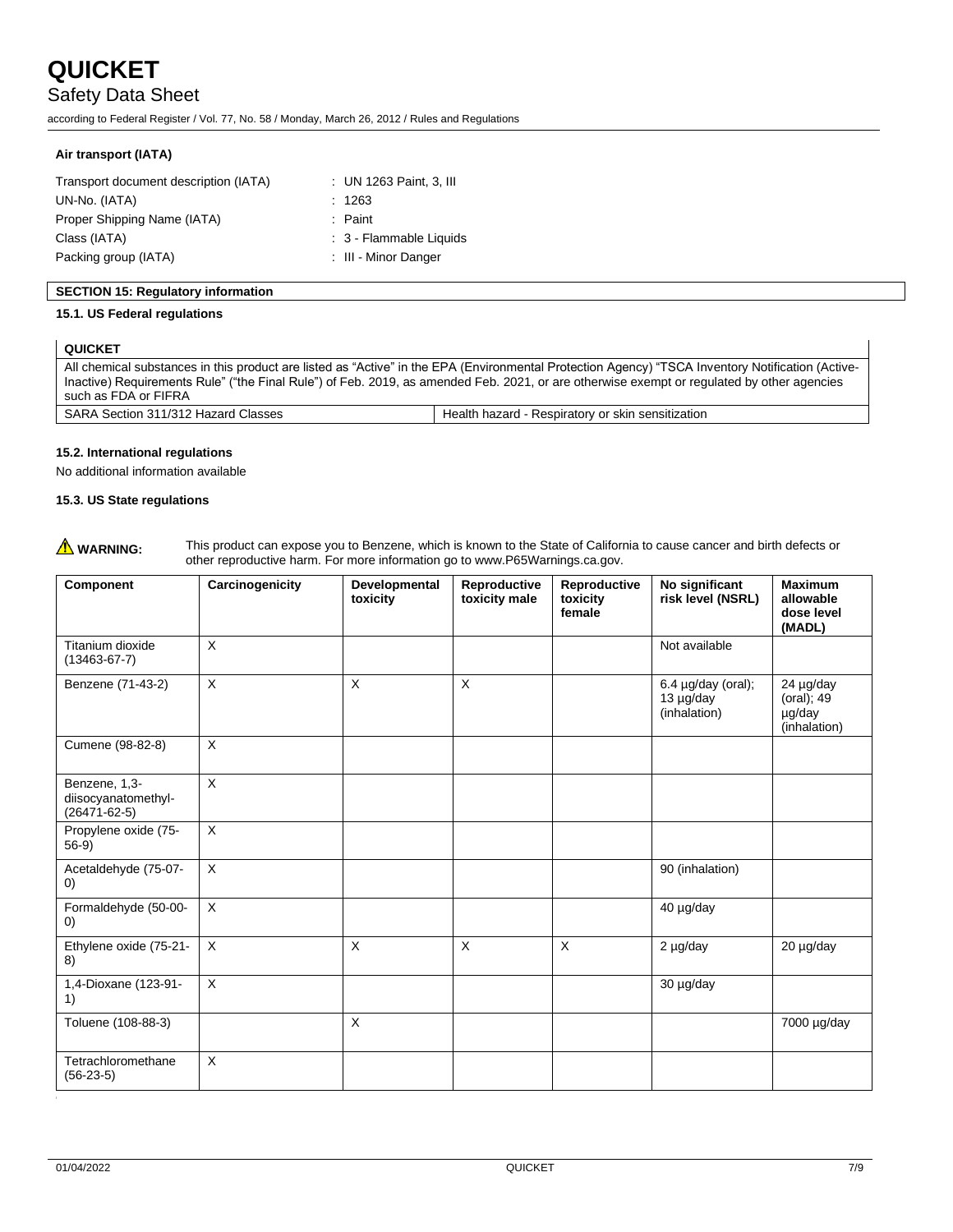**Air transport (IATA)**

Transport document description (IATA) : UN 1263 Paint, 3, III
UN-No. (IATA) : 1263
Proper Shipping Name (IATA) : Paint
Class (IATA) : 3 - Flammable Liquids
Packing group (IATA) : III - Minor Danger

## SECTION 15: Regulatory information

### 15.1. US Federal regulations

| QUICKET | |
|---|---|
| All chemical substances in this product are listed as "Active" in the EPA (Environmental Protection Agency) "TSCA Inventory Notification (Active-Inactive) Requirements Rule" ("the Final Rule") of Feb. 2019, as amended Feb. 2021, or are otherwise exempt or regulated by other agencies such as FDA or FIFRA | |
| SARA Section 311/312 Hazard Classes | Health hazard - Respiratory or skin sensitization |

### 15.2. International regulations

No additional information available

### 15.3. US State regulations

⚠ **WARNING:** This product can expose you to Benzene, which is known to the State of California to cause cancer and birth defects or other reproductive harm. For more information go to www.P65Warnings.ca.gov.

| Component | Carcinogenicity | Developmental toxicity | Reproductive toxicity male | Reproductive toxicity female | No significant risk level (NSRL) | Maximum allowable dose level (MADL) |
|---|---|---|---|---|---|---|
| Titanium dioxide (13463-67-7) | X | | | | Not available | |
| Benzene (71-43-2) | X | X | X | | 6.4 µg/day (oral); 13 µg/day (inhalation) | 24 µg/day (oral); 49 µg/day (inhalation) |
| Cumene (98-82-8) | X | | | | | |
| Benzene, 1,3-diisocyanatomethyl- (26471-62-5) | X | | | | | |
| Propylene oxide (75-56-9) | X | | | | | |
| Acetaldehyde (75-07-0) | X | | | | 90 (inhalation) | |
| Formaldehyde (50-00-0) | X | | | | 40 µg/day | |
| Ethylene oxide (75-21-8) | X | X | X | X | 2 µg/day | 20 µg/day |
| 1,4-Dioxane (123-91-1) | X | | | | 30 µg/day | |
| Toluene (108-88-3) | | X | | | | 7000 µg/day |
| Tetrachloromethane (56-23-5) | X | | | | | |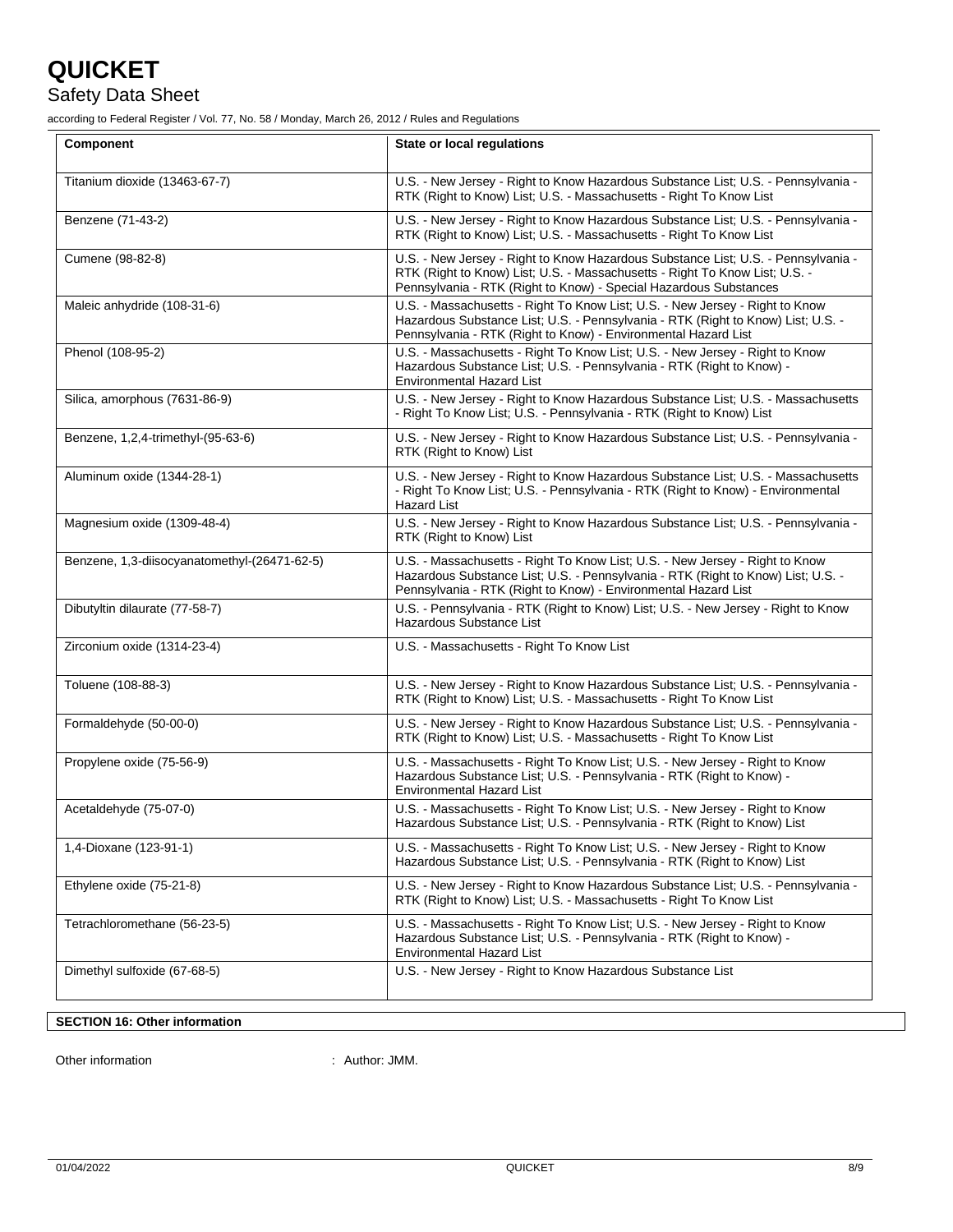| Component | State or local regulations |
|---|---|
| Titanium dioxide (13463-67-7) | U.S. - New Jersey - Right to Know Hazardous Substance List; U.S. - Pennsylvania - RTK (Right to Know) List; U.S. - Massachusetts - Right To Know List |
| Benzene (71-43-2) | U.S. - New Jersey - Right to Know Hazardous Substance List; U.S. - Pennsylvania - RTK (Right to Know) List; U.S. - Massachusetts - Right To Know List |
| Cumene (98-82-8) | U.S. - New Jersey - Right to Know Hazardous Substance List; U.S. - Pennsylvania - RTK (Right to Know) List; U.S. - Massachusetts - Right To Know List; U.S. - Pennsylvania - RTK (Right to Know) - Special Hazardous Substances |
| Maleic anhydride (108-31-6) | U.S. - Massachusetts - Right To Know List; U.S. - New Jersey - Right to Know Hazardous Substance List; U.S. - Pennsylvania - RTK (Right to Know) List; U.S. - Pennsylvania - RTK (Right to Know) - Environmental Hazard List |
| Phenol (108-95-2) | U.S. - Massachusetts - Right To Know List; U.S. - New Jersey - Right to Know Hazardous Substance List; U.S. - Pennsylvania - RTK (Right to Know) - Environmental Hazard List |
| Silica, amorphous (7631-86-9) | U.S. - New Jersey - Right to Know Hazardous Substance List; U.S. - Massachusetts - Right To Know List; U.S. - Pennsylvania - RTK (Right to Know) List |
| Benzene, 1,2,4-trimethyl-(95-63-6) | U.S. - New Jersey - Right to Know Hazardous Substance List; U.S. - Pennsylvania - RTK (Right to Know) List |
| Aluminum oxide (1344-28-1) | U.S. - New Jersey - Right to Know Hazardous Substance List; U.S. - Massachusetts - Right To Know List; U.S. - Pennsylvania - RTK (Right to Know) - Environmental Hazard List |
| Magnesium oxide (1309-48-4) | U.S. - New Jersey - Right to Know Hazardous Substance List; U.S. - Pennsylvania - RTK (Right to Know) List |
| Benzene, 1,3-diisocyanatomethyl-(26471-62-5) | U.S. - Massachusetts - Right To Know List; U.S. - New Jersey - Right to Know Hazardous Substance List; U.S. - Pennsylvania - RTK (Right to Know) List; U.S. - Pennsylvania - RTK (Right to Know) - Environmental Hazard List |
| Dibutyltin dilaurate (77-58-7) | U.S. - Pennsylvania - RTK (Right to Know) List; U.S. - New Jersey - Right to Know Hazardous Substance List |
| Zirconium oxide (1314-23-4) | U.S. - Massachusetts - Right To Know List |
| Toluene (108-88-3) | U.S. - New Jersey - Right to Know Hazardous Substance List; U.S. - Pennsylvania - RTK (Right to Know) List; U.S. - Massachusetts - Right To Know List |
| Formaldehyde (50-00-0) | U.S. - New Jersey - Right to Know Hazardous Substance List; U.S. - Pennsylvania - RTK (Right to Know) List; U.S. - Massachusetts - Right To Know List |
| Propylene oxide (75-56-9) | U.S. - Massachusetts - Right To Know List; U.S. - New Jersey - Right to Know Hazardous Substance List; U.S. - Pennsylvania - RTK (Right to Know) - Environmental Hazard List |
| Acetaldehyde (75-07-0) | U.S. - Massachusetts - Right To Know List; U.S. - New Jersey - Right to Know Hazardous Substance List; U.S. - Pennsylvania - RTK (Right to Know) List |
| 1,4-Dioxane (123-91-1) | U.S. - Massachusetts - Right To Know List; U.S. - New Jersey - Right to Know Hazardous Substance List; U.S. - Pennsylvania - RTK (Right to Know) List |
| Ethylene oxide (75-21-8) | U.S. - New Jersey - Right to Know Hazardous Substance List; U.S. - Pennsylvania - RTK (Right to Know) List; U.S. - Massachusetts - Right To Know List |
| Tetrachloromethane (56-23-5) | U.S. - Massachusetts - Right To Know List; U.S. - New Jersey - Right to Know Hazardous Substance List; U.S. - Pennsylvania - RTK (Right to Know) - Environmental Hazard List |
| Dimethyl sulfoxide (67-68-5) | U.S. - New Jersey - Right to Know Hazardous Substance List |

## SECTION 16: Other information

Other information : Author: JMM.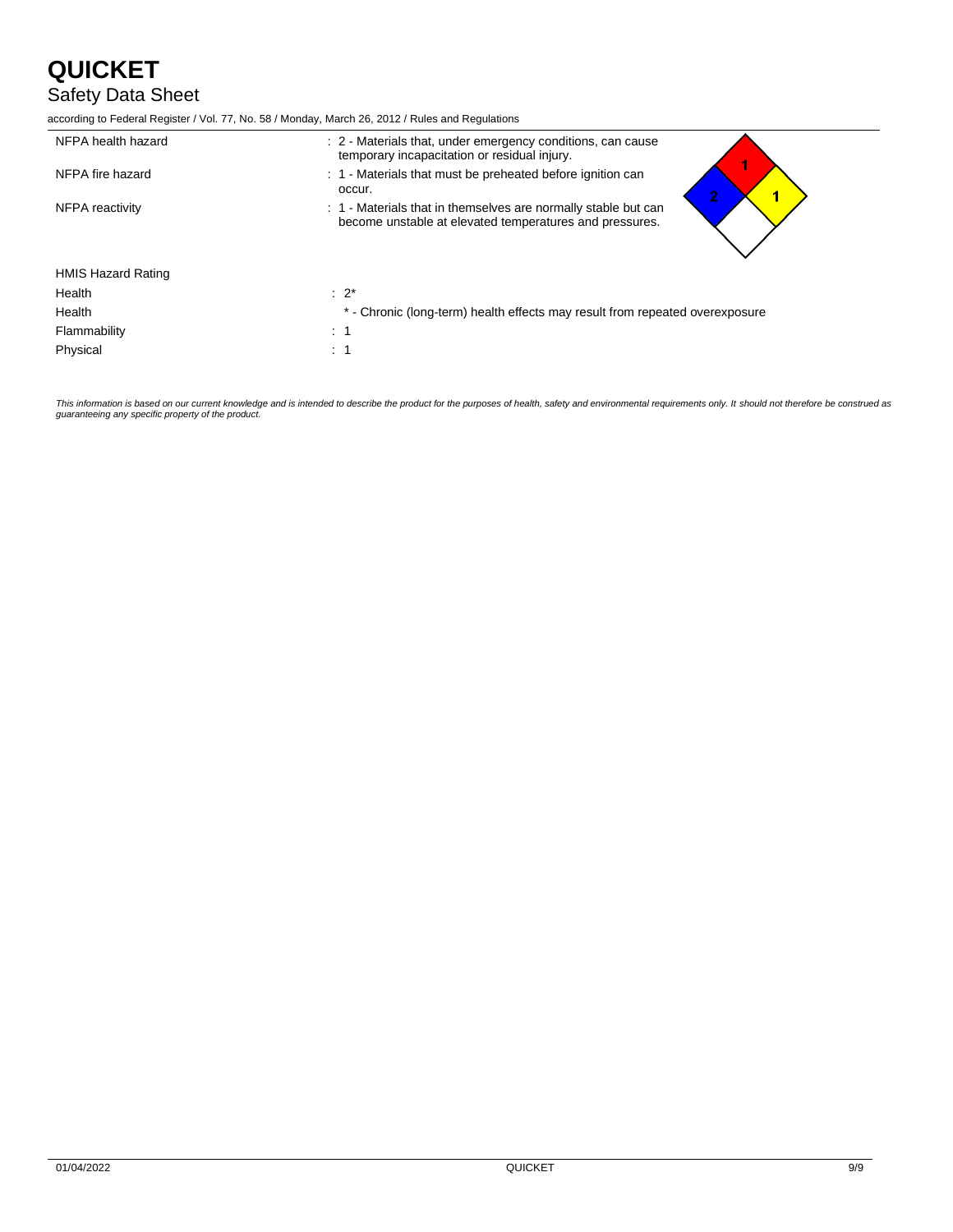NFPA health hazard : 2 - Materials that, under emergency conditions, can cause temporary incapacitation or residual injury.

NFPA fire hazard : 1 - Materials that must be preheated before ignition can occur.

NFPA reactivity : 1 - Materials that in themselves are normally stable but can become unstable at elevated temperatures and pressures.

HMIS Hazard Rating

Health : 2*

Health * - Chronic (long-term) health effects may result from repeated overexposure

Flammability : 1

Physical : 1

*This information is based on our current knowledge and is intended to describe the product for the purposes of health, safety and environmental requirements only. It should not therefore be construed as guaranteeing any specific property of the product.*